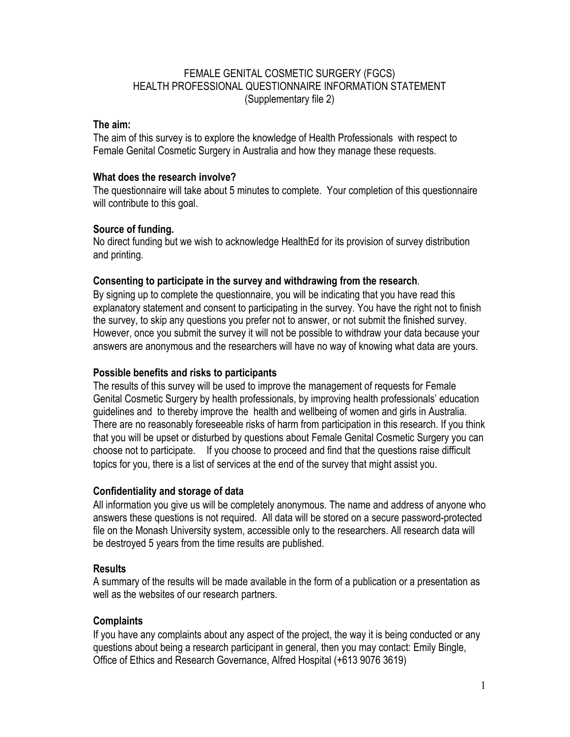# FEMALE GENITAL COSMETIC SURGERY (FGCS)
# HEALTH PROFESSIONAL QUESTIONNAIRE INFORMATION STATEMENT
# (Supplementary file 2)

**The aim:**

The aim of this survey is to explore the knowledge of Health Professionals with respect to Female Genital Cosmetic Surgery in Australia and how they manage these requests.

**What does the research involve?**

The questionnaire will take about 5 minutes to complete. Your completion of this questionnaire will contribute to this goal.

**Source of funding.**

No direct funding but we wish to acknowledge HealthEd for its provision of survey distribution and printing.

**Consenting to participate in the survey and withdrawing from the research**.

By signing up to complete the questionnaire, you will be indicating that you have read this explanatory statement and consent to participating in the survey. You have the right not to finish the survey, to skip any questions you prefer not to answer, or not submit the finished survey. However, once you submit the survey it will not be possible to withdraw your data because your answers are anonymous and the researchers will have no way of knowing what data are yours.

**Possible benefits and risks to participants**

The results of this survey will be used to improve the management of requests for Female Genital Cosmetic Surgery by health professionals, by improving health professionals' education guidelines and to thereby improve the health and wellbeing of women and girls in Australia. There are no reasonably foreseeable risks of harm from participation in this research. If you think that you will be upset or disturbed by questions about Female Genital Cosmetic Surgery you can choose not to participate. If you choose to proceed and find that the questions raise difficult topics for you, there is a list of services at the end of the survey that might assist you.

**Confidentiality and storage of data**

All information you give us will be completely anonymous. The name and address of anyone who answers these questions is not required. All data will be stored on a secure password-protected file on the Monash University system, accessible only to the researchers. All research data will be destroyed 5 years from the time results are published.

**Results**

A summary of the results will be made available in the form of a publication or a presentation as well as the websites of our research partners.

**Complaints**

If you have any complaints about any aspect of the project, the way it is being conducted or any questions about being a research participant in general, then you may contact: Emily Bingle, Office of Ethics and Research Governance, Alfred Hospital (+613 9076 3619)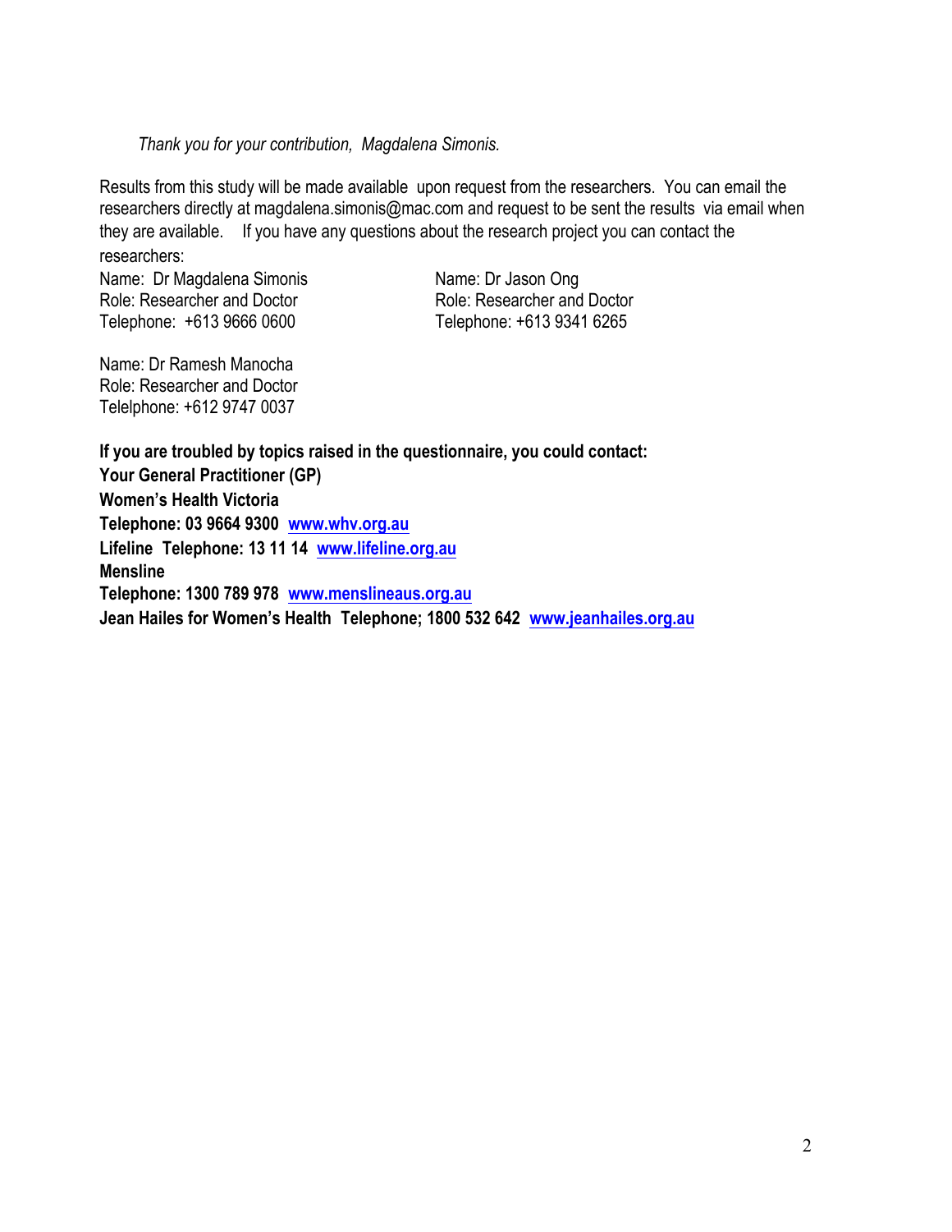*Thank you for your contribution, Magdalena Simonis.*

Results from this study will be made available upon request from the researchers. You can email the researchers directly at magdalena.simonis@mac.com and request to be sent the results via email when they are available. If you have any questions about the research project you can contact the researchers:

Name: Dr Magdalena Simonis
Role: Researcher and Doctor
Telephone: +613 9666 0600

Name: Dr Jason Ong
Role: Researcher and Doctor
Telephone: +613 9341 6265

Name: Dr Ramesh Manocha
Role: Researcher and Doctor
Telelphone: +612 9747 0037

**If you are troubled by topics raised in the questionnaire, you could contact:**
**Your General Practitioner (GP)**
**Women's Health Victoria**
**Telephone: 03 9664 9300 [www.whv.org.au](www.whv.org.au)**
**Lifeline Telephone: 13 11 14 [www.lifeline.org.au](www.lifeline.org.au)**
**Mensline**
**Telephone: 1300 789 978 [www.menslineaus.org.au](www.menslineaus.org.au)**
**Jean Hailes for Women's Health Telephone; 1800 532 642 [www.jeanhailes.org.au](www.jeanhailes.org.au)**